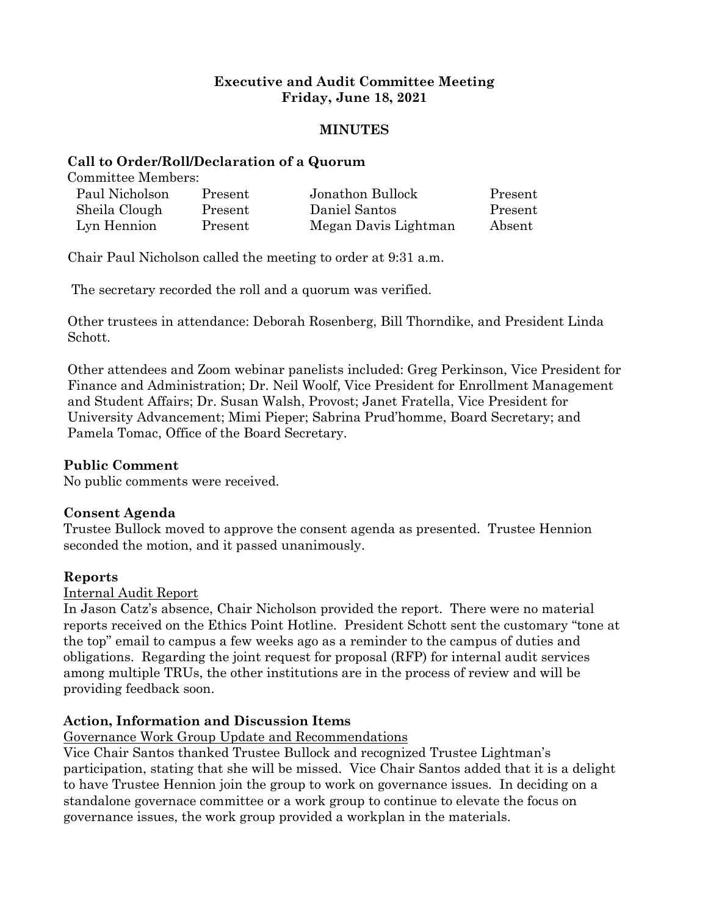**Executive and Audit Committee Meeting**
**Friday, June 18, 2021**

**MINUTES**

**Call to Order/Roll/Declaration of a Quorum**

Committee Members:

| | | | |
|---|---|---|---|
| Paul Nicholson | Present | Jonathon Bullock | Present |
| Sheila Clough | Present | Daniel Santos | Present |
| Lyn Hennion | Present | Megan Davis Lightman | Absent |

Chair Paul Nicholson called the meeting to order at 9:31 a.m.

The secretary recorded the roll and a quorum was verified.

Other trustees in attendance: Deborah Rosenberg, Bill Thorndike, and President Linda Schott.

Other attendees and Zoom webinar panelists included: Greg Perkinson, Vice President for Finance and Administration; Dr. Neil Woolf, Vice President for Enrollment Management and Student Affairs; Dr. Susan Walsh, Provost; Janet Fratella, Vice President for University Advancement; Mimi Pieper; Sabrina Prud'homme, Board Secretary; and Pamela Tomac, Office of the Board Secretary.

**Public Comment**

No public comments were received.

**Consent Agenda**

Trustee Bullock moved to approve the consent agenda as presented. Trustee Hennion seconded the motion, and it passed unanimously.

**Reports**

Internal Audit Report

In Jason Catz's absence, Chair Nicholson provided the report. There were no material reports received on the Ethics Point Hotline. President Schott sent the customary "tone at the top" email to campus a few weeks ago as a reminder to the campus of duties and obligations. Regarding the joint request for proposal (RFP) for internal audit services among multiple TRUs, the other institutions are in the process of review and will be providing feedback soon.

**Action, Information and Discussion Items**

Governance Work Group Update and Recommendations

Vice Chair Santos thanked Trustee Bullock and recognized Trustee Lightman's participation, stating that she will be missed. Vice Chair Santos added that it is a delight to have Trustee Hennion join the group to work on governance issues. In deciding on a standalone governace committee or a work group to continue to elevate the focus on governance issues, the work group provided a workplan in the materials.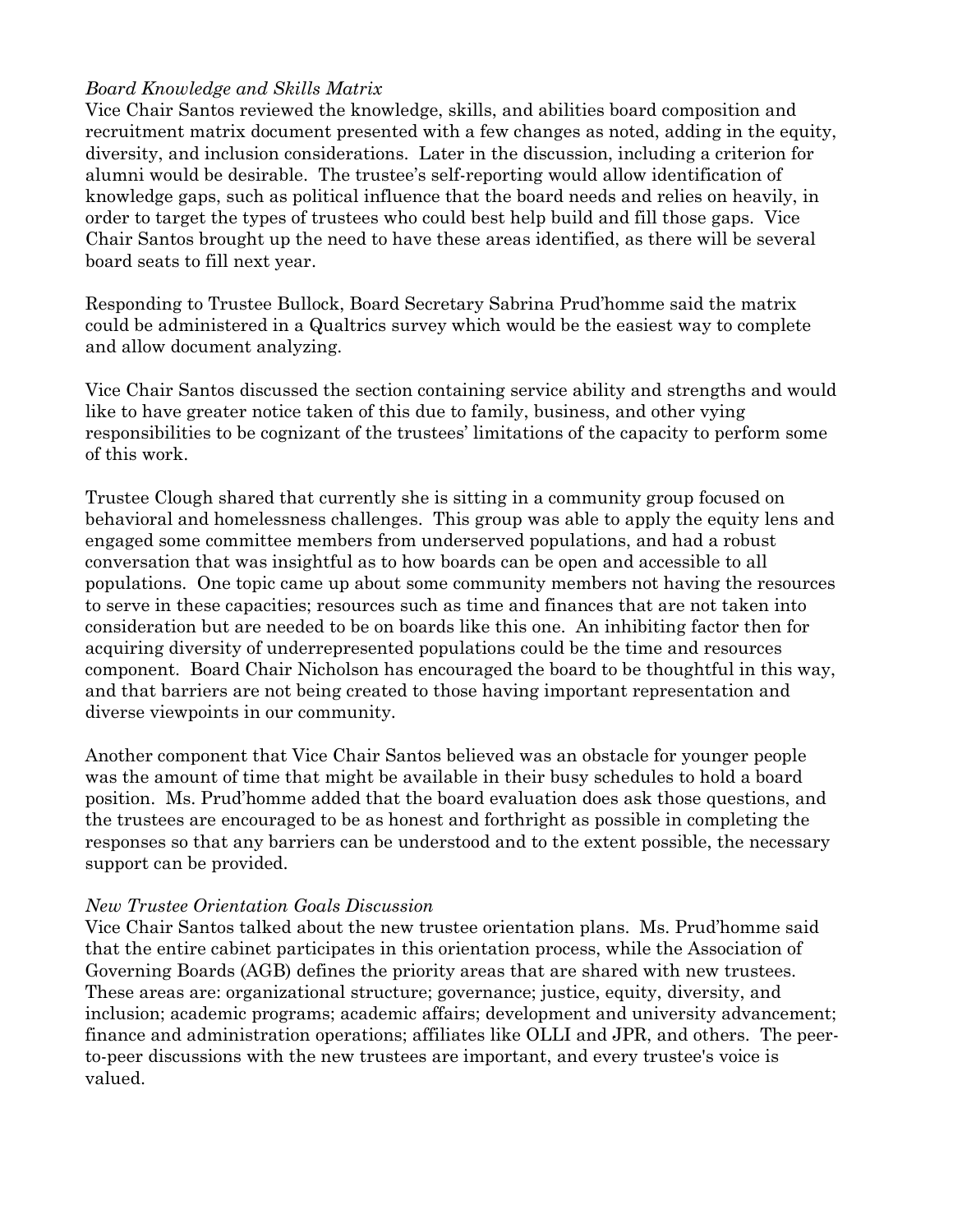*Board Knowledge and Skills Matrix*
Vice Chair Santos reviewed the knowledge, skills, and abilities board composition and recruitment matrix document presented with a few changes as noted, adding in the equity, diversity, and inclusion considerations. Later in the discussion, including a criterion for alumni would be desirable. The trustee's self-reporting would allow identification of knowledge gaps, such as political influence that the board needs and relies on heavily, in order to target the types of trustees who could best help build and fill those gaps. Vice Chair Santos brought up the need to have these areas identified, as there will be several board seats to fill next year.

Responding to Trustee Bullock, Board Secretary Sabrina Prud'homme said the matrix could be administered in a Qualtrics survey which would be the easiest way to complete and allow document analyzing.

Vice Chair Santos discussed the section containing service ability and strengths and would like to have greater notice taken of this due to family, business, and other vying responsibilities to be cognizant of the trustees' limitations of the capacity to perform some of this work.

Trustee Clough shared that currently she is sitting in a community group focused on behavioral and homelessness challenges. This group was able to apply the equity lens and engaged some committee members from underserved populations, and had a robust conversation that was insightful as to how boards can be open and accessible to all populations. One topic came up about some community members not having the resources to serve in these capacities; resources such as time and finances that are not taken into consideration but are needed to be on boards like this one. An inhibiting factor then for acquiring diversity of underrepresented populations could be the time and resources component. Board Chair Nicholson has encouraged the board to be thoughtful in this way, and that barriers are not being created to those having important representation and diverse viewpoints in our community.

Another component that Vice Chair Santos believed was an obstacle for younger people was the amount of time that might be available in their busy schedules to hold a board position. Ms. Prud'homme added that the board evaluation does ask those questions, and the trustees are encouraged to be as honest and forthright as possible in completing the responses so that any barriers can be understood and to the extent possible, the necessary support can be provided.

*New Trustee Orientation Goals Discussion*
Vice Chair Santos talked about the new trustee orientation plans. Ms. Prud'homme said that the entire cabinet participates in this orientation process, while the Association of Governing Boards (AGB) defines the priority areas that are shared with new trustees. These areas are: organizational structure; governance; justice, equity, diversity, and inclusion; academic programs; academic affairs; development and university advancement; finance and administration operations; affiliates like OLLI and JPR, and others. The peer-to-peer discussions with the new trustees are important, and every trustee's voice is valued.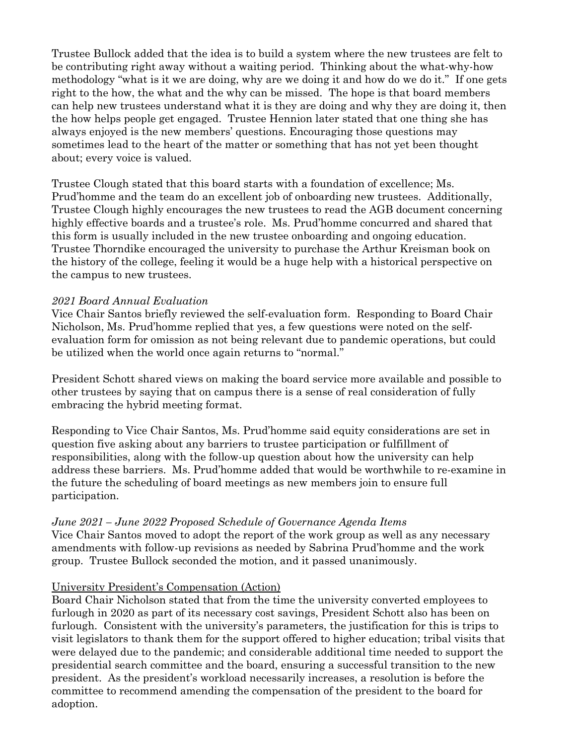Trustee Bullock added that the idea is to build a system where the new trustees are felt to be contributing right away without a waiting period. Thinking about the what-why-how methodology "what is it we are doing, why are we doing it and how do we do it." If one gets right to the how, the what and the why can be missed. The hope is that board members can help new trustees understand what it is they are doing and why they are doing it, then the how helps people get engaged. Trustee Hennion later stated that one thing she has always enjoyed is the new members' questions. Encouraging those questions may sometimes lead to the heart of the matter or something that has not yet been thought about; every voice is valued.

Trustee Clough stated that this board starts with a foundation of excellence; Ms. Prud'homme and the team do an excellent job of onboarding new trustees. Additionally, Trustee Clough highly encourages the new trustees to read the AGB document concerning highly effective boards and a trustee's role. Ms. Prud'homme concurred and shared that this form is usually included in the new trustee onboarding and ongoing education. Trustee Thorndike encouraged the university to purchase the Arthur Kreisman book on the history of the college, feeling it would be a huge help with a historical perspective on the campus to new trustees.

*2021 Board Annual Evaluation*
Vice Chair Santos briefly reviewed the self-evaluation form. Responding to Board Chair Nicholson, Ms. Prud'homme replied that yes, a few questions were noted on the self-evaluation form for omission as not being relevant due to pandemic operations, but could be utilized when the world once again returns to "normal."

President Schott shared views on making the board service more available and possible to other trustees by saying that on campus there is a sense of real consideration of fully embracing the hybrid meeting format.

Responding to Vice Chair Santos, Ms. Prud'homme said equity considerations are set in question five asking about any barriers to trustee participation or fulfillment of responsibilities, along with the follow-up question about how the university can help address these barriers. Ms. Prud'homme added that would be worthwhile to re-examine in the future the scheduling of board meetings as new members join to ensure full participation.

*June 2021 – June 2022 Proposed Schedule of Governance Agenda Items*
Vice Chair Santos moved to adopt the report of the work group as well as any necessary amendments with follow-up revisions as needed by Sabrina Prud'homme and the work group. Trustee Bullock seconded the motion, and it passed unanimously.

<u>University President's Compensation (Action)</u>
Board Chair Nicholson stated that from the time the university converted employees to furlough in 2020 as part of its necessary cost savings, President Schott also has been on furlough. Consistent with the university's parameters, the justification for this is trips to visit legislators to thank them for the support offered to higher education; tribal visits that were delayed due to the pandemic; and considerable additional time needed to support the presidential search committee and the board, ensuring a successful transition to the new president. As the president's workload necessarily increases, a resolution is before the committee to recommend amending the compensation of the president to the board for adoption.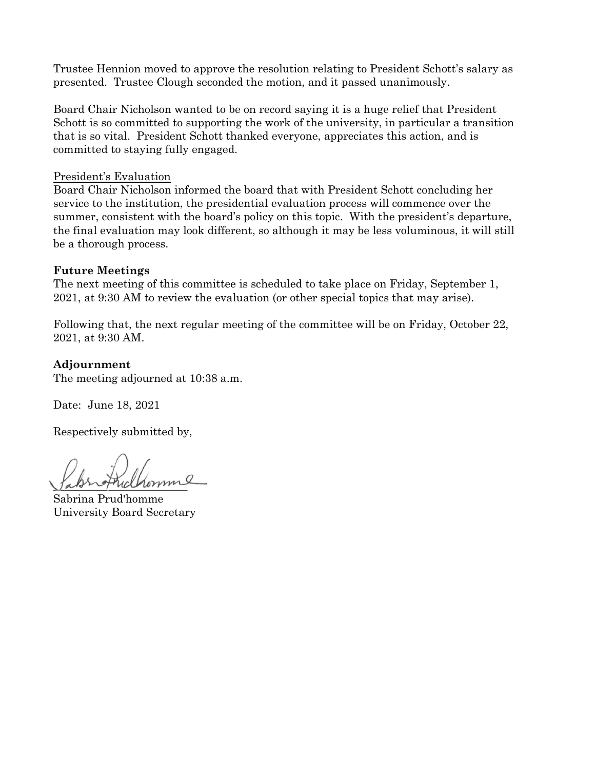Trustee Hennion moved to approve the resolution relating to President Schott's salary as presented. Trustee Clough seconded the motion, and it passed unanimously.

Board Chair Nicholson wanted to be on record saying it is a huge relief that President Schott is so committed to supporting the work of the university, in particular a transition that is so vital. President Schott thanked everyone, appreciates this action, and is committed to staying fully engaged.

<u>President's Evaluation</u>

Board Chair Nicholson informed the board that with President Schott concluding her service to the institution, the presidential evaluation process will commence over the summer, consistent with the board's policy on this topic. With the president's departure, the final evaluation may look different, so although it may be less voluminous, it will still be a thorough process.

**Future Meetings**

The next meeting of this committee is scheduled to take place on Friday, September 1, 2021, at 9:30 AM to review the evaluation (or other special topics that may arise).

Following that, the next regular meeting of the committee will be on Friday, October 22, 2021, at 9:30 AM.

**Adjournment**

The meeting adjourned at 10:38 a.m.

Date: June 18, 2021

Respectively submitted by,

Sabrina Prud'homme
University Board Secretary